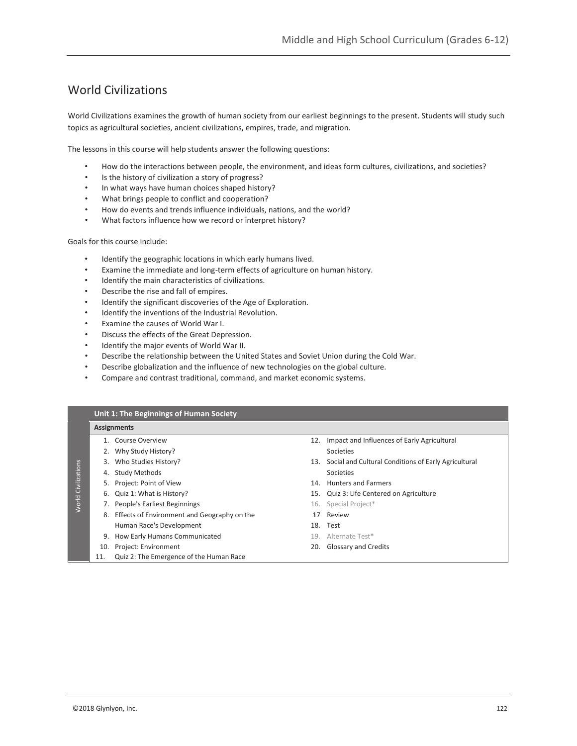# World Civilizations

World Civilizations examines the growth of human society from our earliest beginnings to the present. Students will study such topics as agricultural societies, ancient civilizations, empires, trade, and migration.

The lessons in this course will help students answer the following questions:

- How do the interactions between people, the environment, and ideas form cultures, civilizations, and societies?
- Is the history of civilization a story of progress?
- In what ways have human choices shaped history?
- What brings people to conflict and cooperation?
- How do events and trends influence individuals, nations, and the world?
- What factors influence how we record or interpret history?

Goals for this course include:

- Identify the geographic locations in which early humans lived.
- Examine the immediate and long-term effects of agriculture on human history.
- Identify the main characteristics of civilizations.
- Describe the rise and fall of empires.
- Identify the significant discoveries of the Age of Exploration.
- Identify the inventions of the Industrial Revolution.
- Examine the causes of World War I.
- Discuss the effects of the Great Depression.
- Identify the major events of World War II.
- Describe the relationship between the United States and Soviet Union during the Cold War.
- Describe globalization and the influence of new technologies on the global culture.
- Compare and contrast traditional, command, and market economic systems.

## Unit 1: The Beginnings of Human Society

**Assignments**

1. Course Overview
2. Why Study History?
3. Who Studies History?
4. Study Methods
5. Project: Point of View
6. Quiz 1: What is History?
7. People's Earliest Beginnings
8. Effects of Environment and Geography on the Human Race's Development
9. How Early Humans Communicated
10. Project: Environment
11. Quiz 2: The Emergence of the Human Race
12. Impact and Influences of Early Agricultural Societies
13. Social and Cultural Conditions of Early Agricultural Societies
14. Hunters and Farmers
15. Quiz 3: Life Centered on Agriculture
16. Special Project*
17. Review
18. Test
19. Alternate Test*
20. Glossary and Credits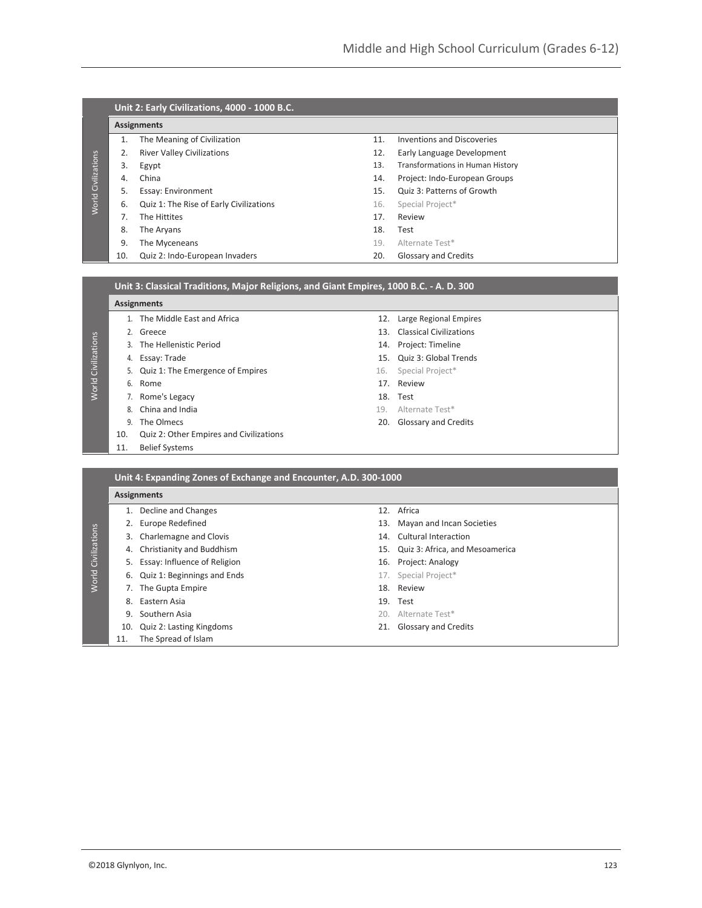## Unit 2: Early Civilizations, 4000 - 1000 B.C.

**Assignments**

1. The Meaning of Civilization
2. River Valley Civilizations
3. Egypt
4. China
5. Essay: Environment
6. Quiz 1: The Rise of Early Civilizations
7. The Hittites
8. The Aryans
9. The Myceneans
10. Quiz 2: Indo-European Invaders
11. Inventions and Discoveries
12. Early Language Development
13. Transformations in Human History
14. Project: Indo-European Groups
15. Quiz 3: Patterns of Growth
16. Special Project*
17. Review
18. Test
19. Alternate Test*
20. Glossary and Credits

## Unit 3: Classical Traditions, Major Religions, and Giant Empires, 1000 B.C. - A. D. 300

**Assignments**

1. The Middle East and Africa
2. Greece
3. The Hellenistic Period
4. Essay: Trade
5. Quiz 1: The Emergence of Empires
6. Rome
7. Rome's Legacy
8. China and India
9. The Olmecs
10. Quiz 2: Other Empires and Civilizations
11. Belief Systems
12. Large Regional Empires
13. Classical Civilizations
14. Project: Timeline
15. Quiz 3: Global Trends
16. Special Project*
17. Review
18. Test
19. Alternate Test*
20. Glossary and Credits

## Unit 4: Expanding Zones of Exchange and Encounter, A.D. 300-1000

**Assignments**

1. Decline and Changes
2. Europe Redefined
3. Charlemagne and Clovis
4. Christianity and Buddhism
5. Essay: Influence of Religion
6. Quiz 1: Beginnings and Ends
7. The Gupta Empire
8. Eastern Asia
9. Southern Asia
10. Quiz 2: Lasting Kingdoms
11. The Spread of Islam
12. Africa
13. Mayan and Incan Societies
14. Cultural Interaction
15. Quiz 3: Africa, and Mesoamerica
16. Project: Analogy
17. Special Project*
18. Review
19. Test
20. Alternate Test*
21. Glossary and Credits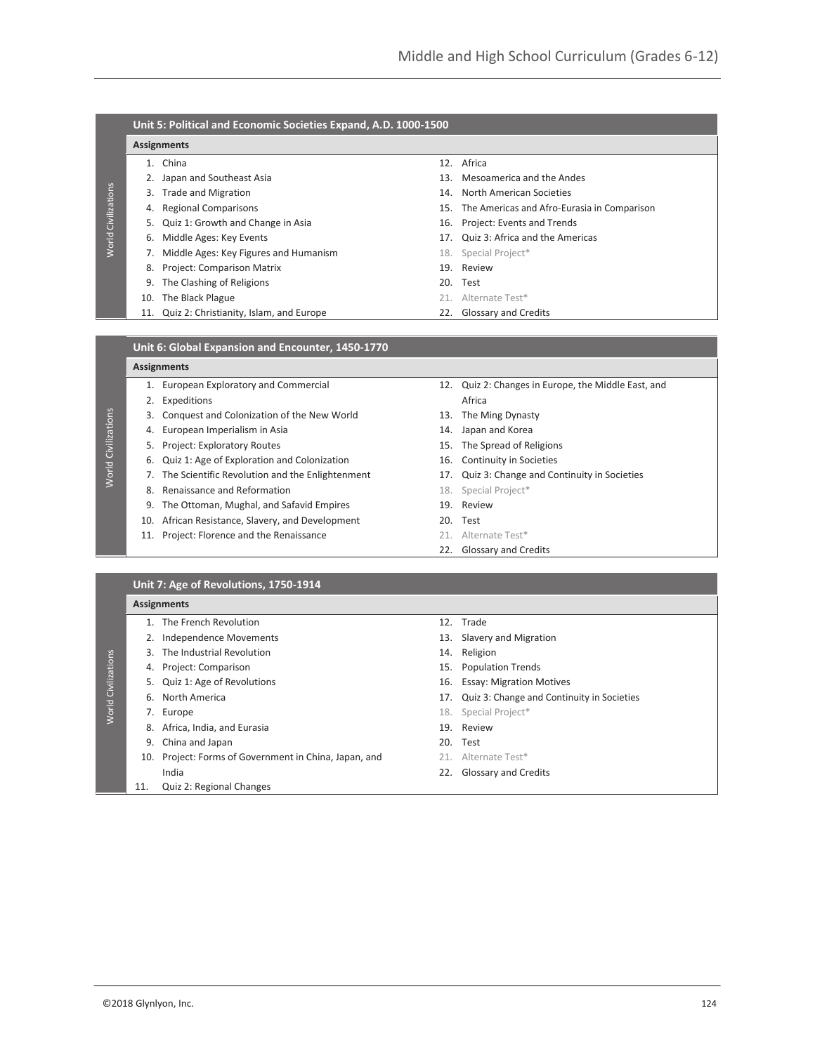## Unit 5: Political and Economic Societies Expand, A.D. 1000-1500

**Assignments**

1. China
2. Japan and Southeast Asia
3. Trade and Migration
4. Regional Comparisons
5. Quiz 1: Growth and Change in Asia
6. Middle Ages: Key Events
7. Middle Ages: Key Figures and Humanism
8. Project: Comparison Matrix
9. The Clashing of Religions
10. The Black Plague
11. Quiz 2: Christianity, Islam, and Europe
12. Africa
13. Mesoamerica and the Andes
14. North American Societies
15. The Americas and Afro-Eurasia in Comparison
16. Project: Events and Trends
17. Quiz 3: Africa and the Americas
18. Special Project*
19. Review
20. Test
21. Alternate Test*
22. Glossary and Credits

## Unit 6: Global Expansion and Encounter, 1450-1770

**Assignments**

1. European Exploratory and Commercial
2. Expeditions
3. Conquest and Colonization of the New World
4. European Imperialism in Asia
5. Project: Exploratory Routes
6. Quiz 1: Age of Exploration and Colonization
7. The Scientific Revolution and the Enlightenment
8. Renaissance and Reformation
9. The Ottoman, Mughal, and Safavid Empires
10. African Resistance, Slavery, and Development
11. Project: Florence and the Renaissance
12. Quiz 2: Changes in Europe, the Middle East, and Africa
13. The Ming Dynasty
14. Japan and Korea
15. The Spread of Religions
16. Continuity in Societies
17. Quiz 3: Change and Continuity in Societies
18. Special Project*
19. Review
20. Test
21. Alternate Test*
22. Glossary and Credits

## Unit 7: Age of Revolutions, 1750-1914

**Assignments**

1. The French Revolution
2. Independence Movements
3. The Industrial Revolution
4. Project: Comparison
5. Quiz 1: Age of Revolutions
6. North America
7. Europe
8. Africa, India, and Eurasia
9. China and Japan
10. Project: Forms of Government in China, Japan, and India
11. Quiz 2: Regional Changes
12. Trade
13. Slavery and Migration
14. Religion
15. Population Trends
16. Essay: Migration Motives
17. Quiz 3: Change and Continuity in Societies
18. Special Project*
19. Review
20. Test
21. Alternate Test*
22. Glossary and Credits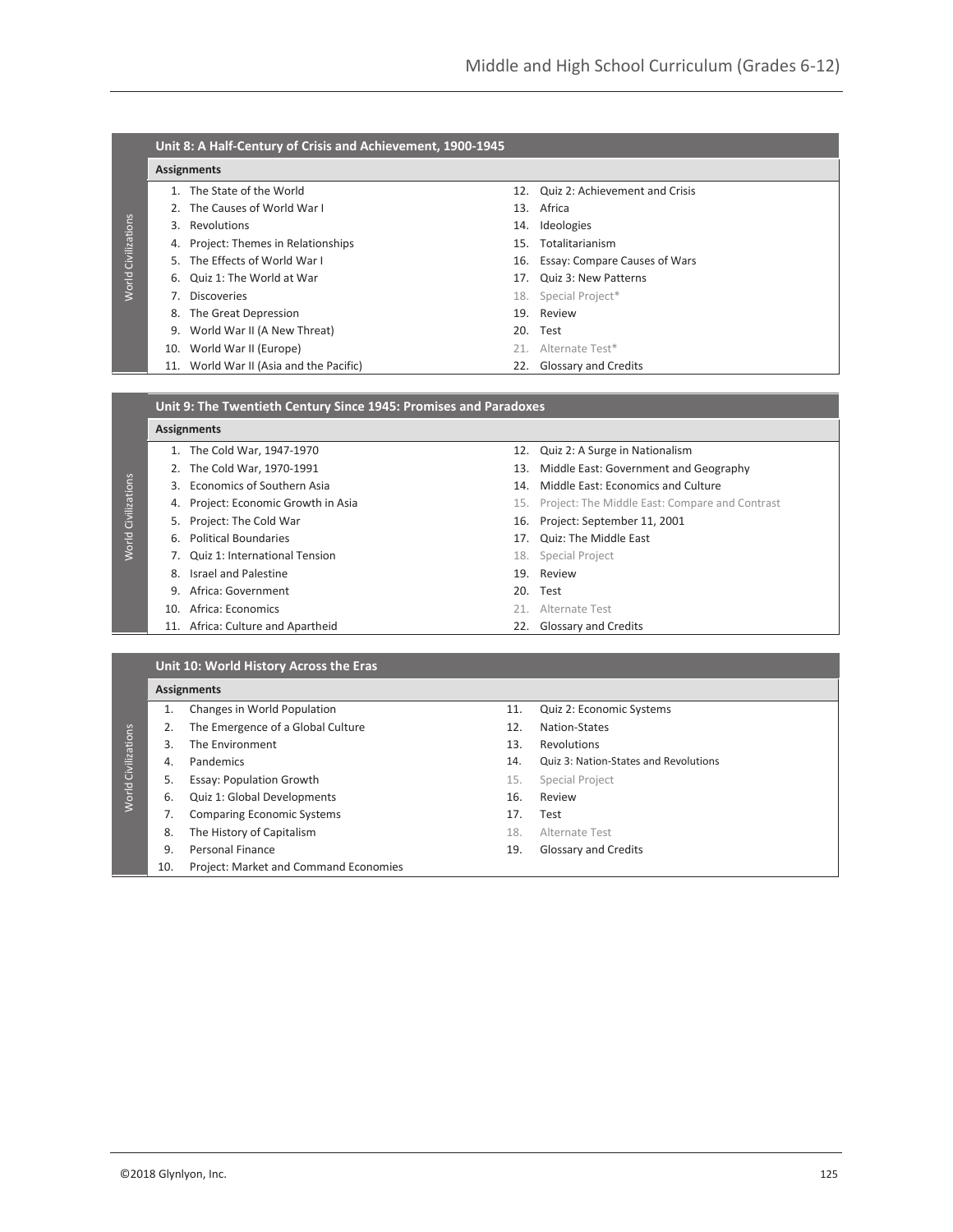## Unit 8: A Half-Century of Crisis and Achievement, 1900-1945

**Assignments**

1. The State of the World
2. The Causes of World War I
3. Revolutions
4. Project: Themes in Relationships
5. The Effects of World War I
6. Quiz 1: The World at War
7. Discoveries
8. The Great Depression
9. World War II (A New Threat)
10. World War II (Europe)
11. World War II (Asia and the Pacific)
12. Quiz 2: Achievement and Crisis
13. Africa
14. Ideologies
15. Totalitarianism
16. Essay: Compare Causes of Wars
17. Quiz 3: New Patterns
18. Special Project*
19. Review
20. Test
21. Alternate Test*
22. Glossary and Credits

## Unit 9: The Twentieth Century Since 1945: Promises and Paradoxes

**Assignments**

1. The Cold War, 1947-1970
2. The Cold War, 1970-1991
3. Economics of Southern Asia
4. Project: Economic Growth in Asia
5. Project: The Cold War
6. Political Boundaries
7. Quiz 1: International Tension
8. Israel and Palestine
9. Africa: Government
10. Africa: Economics
11. Africa: Culture and Apartheid
12. Quiz 2: A Surge in Nationalism
13. Middle East: Government and Geography
14. Middle East: Economics and Culture
15. Project: The Middle East: Compare and Contrast
16. Project: September 11, 2001
17. Quiz: The Middle East
18. Special Project
19. Review
20. Test
21. Alternate Test
22. Glossary and Credits

## Unit 10: World History Across the Eras

**Assignments**

1. Changes in World Population
2. The Emergence of a Global Culture
3. The Environment
4. Pandemics
5. Essay: Population Growth
6. Quiz 1: Global Developments
7. Comparing Economic Systems
8. The History of Capitalism
9. Personal Finance
10. Project: Market and Command Economies
11. Quiz 2: Economic Systems
12. Nation-States
13. Revolutions
14. Quiz 3: Nation-States and Revolutions
15. Special Project
16. Review
17. Test
18. Alternate Test
19. Glossary and Credits